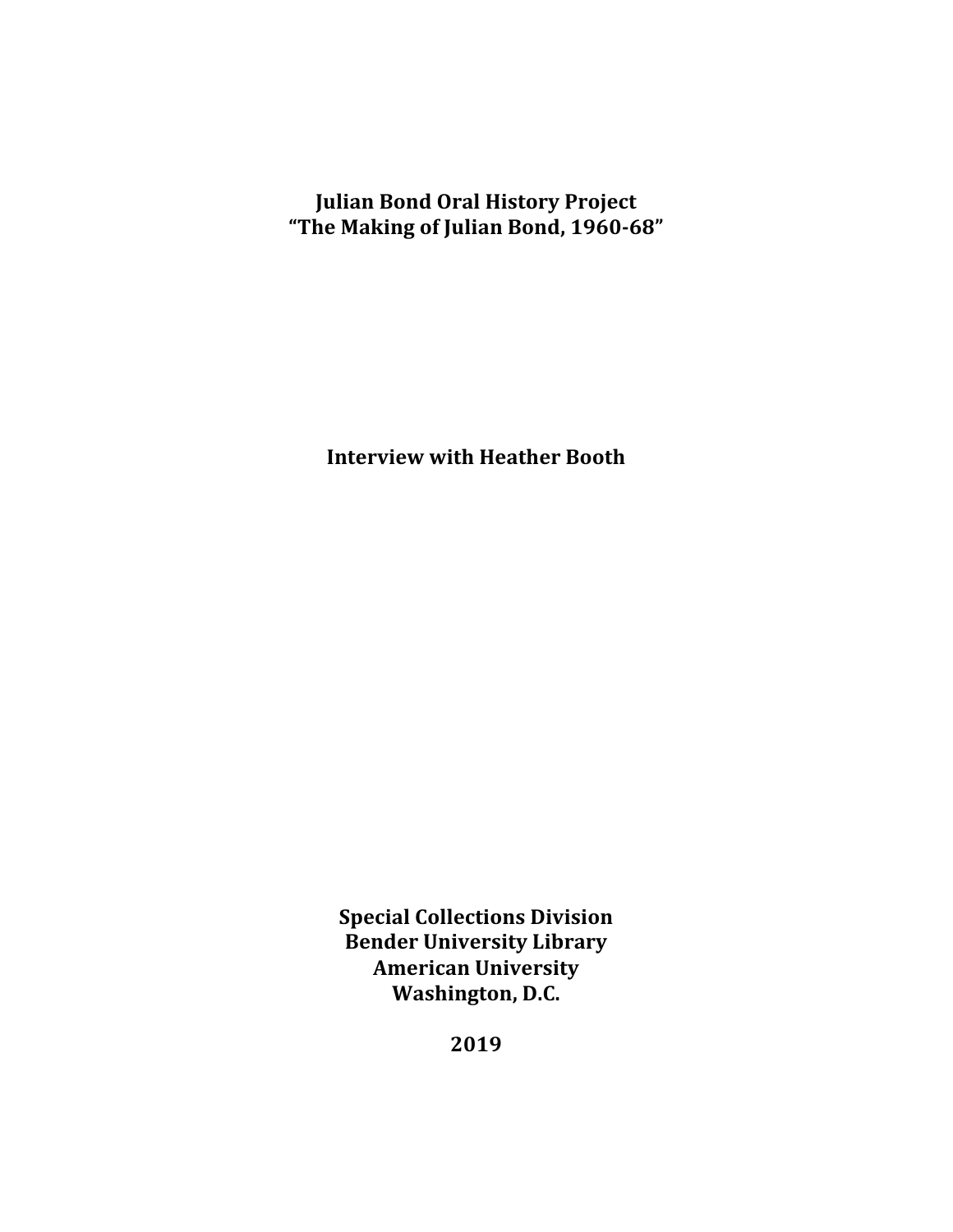# Julian Bond Oral History Project
## "The Making of Julian Bond, 1960-68"

## Interview with Heather Booth

**Special Collections Division**
**Bender University Library**
**American University**
**Washington, D.C.**

**2019**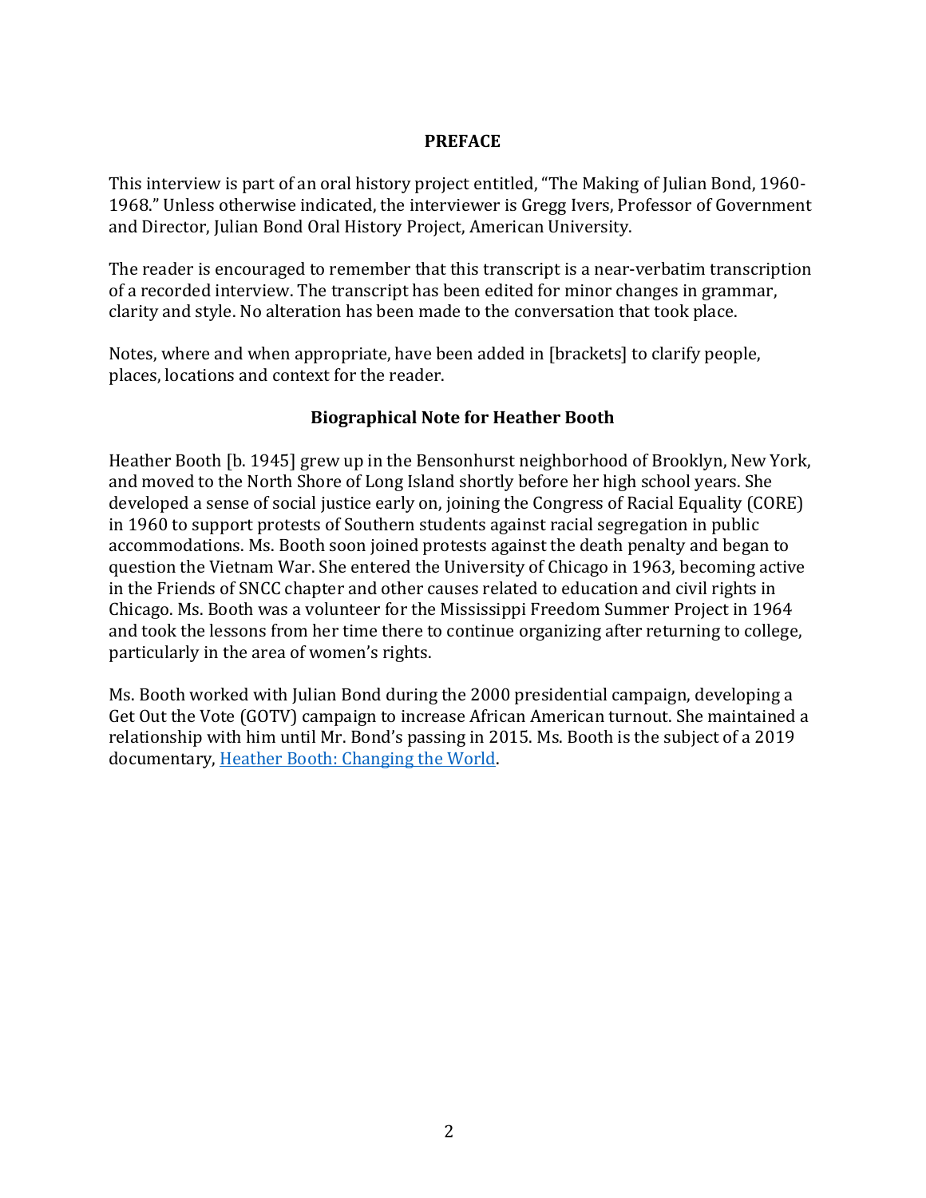## PREFACE

This interview is part of an oral history project entitled, "The Making of Julian Bond, 1960-1968." Unless otherwise indicated, the interviewer is Gregg Ivers, Professor of Government and Director, Julian Bond Oral History Project, American University.

The reader is encouraged to remember that this transcript is a near-verbatim transcription of a recorded interview. The transcript has been edited for minor changes in grammar, clarity and style. No alteration has been made to the conversation that took place.

Notes, where and when appropriate, have been added in [brackets] to clarify people, places, locations and context for the reader.

### Biographical Note for Heather Booth

Heather Booth [b. 1945] grew up in the Bensonhurst neighborhood of Brooklyn, New York, and moved to the North Shore of Long Island shortly before her high school years. She developed a sense of social justice early on, joining the Congress of Racial Equality (CORE) in 1960 to support protests of Southern students against racial segregation in public accommodations. Ms. Booth soon joined protests against the death penalty and began to question the Vietnam War. She entered the University of Chicago in 1963, becoming active in the Friends of SNCC chapter and other causes related to education and civil rights in Chicago. Ms. Booth was a volunteer for the Mississippi Freedom Summer Project in 1964 and took the lessons from her time there to continue organizing after returning to college, particularly in the area of women's rights.

Ms. Booth worked with Julian Bond during the 2000 presidential campaign, developing a Get Out the Vote (GOTV) campaign to increase African American turnout. She maintained a relationship with him until Mr. Bond's passing in 2015. Ms. Booth is the subject of a 2019 documentary, Heather Booth: Changing the World.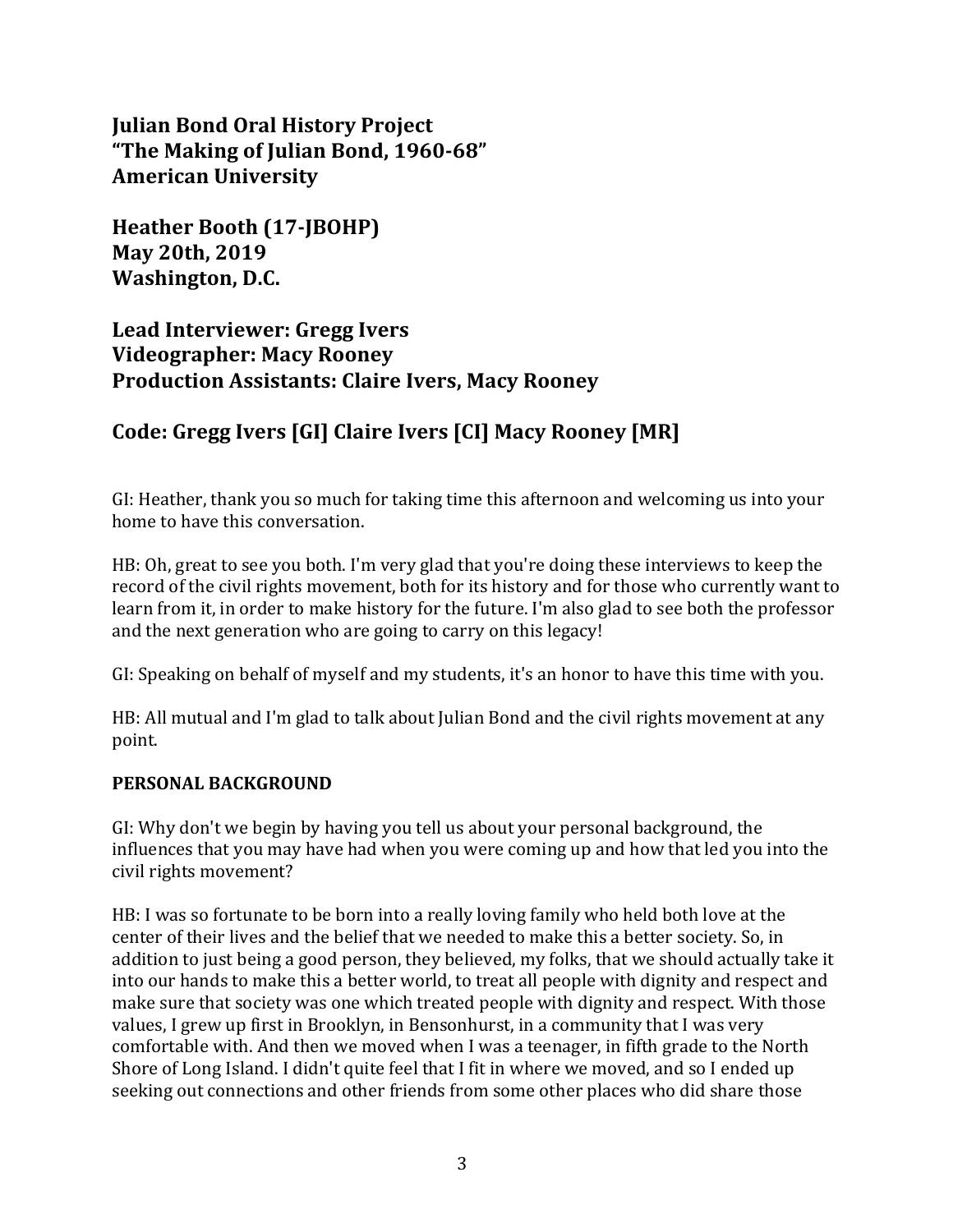**Julian Bond Oral History Project**
**"The Making of Julian Bond, 1960-68"**
**American University**

**Heather Booth (17-JBOHP)**
**May 20th, 2019**
**Washington, D.C.**

**Lead Interviewer: Gregg Ivers**
**Videographer: Macy Rooney**
**Production Assistants: Claire Ivers, Macy Rooney**

**Code: Gregg Ivers [GI] Claire Ivers [CI] Macy Rooney [MR]**

GI: Heather, thank you so much for taking time this afternoon and welcoming us into your home to have this conversation.

HB: Oh, great to see you both. I'm very glad that you're doing these interviews to keep the record of the civil rights movement, both for its history and for those who currently want to learn from it, in order to make history for the future. I'm also glad to see both the professor and the next generation who are going to carry on this legacy!

GI: Speaking on behalf of myself and my students, it's an honor to have this time with you.

HB: All mutual and I'm glad to talk about Julian Bond and the civil rights movement at any point.

**PERSONAL BACKGROUND**

GI: Why don't we begin by having you tell us about your personal background, the influences that you may have had when you were coming up and how that led you into the civil rights movement?

HB: I was so fortunate to be born into a really loving family who held both love at the center of their lives and the belief that we needed to make this a better society. So, in addition to just being a good person, they believed, my folks, that we should actually take it into our hands to make this a better world, to treat all people with dignity and respect and make sure that society was one which treated people with dignity and respect. With those values, I grew up first in Brooklyn, in Bensonhurst, in a community that I was very comfortable with. And then we moved when I was a teenager, in fifth grade to the North Shore of Long Island. I didn't quite feel that I fit in where we moved, and so I ended up seeking out connections and other friends from some other places who did share those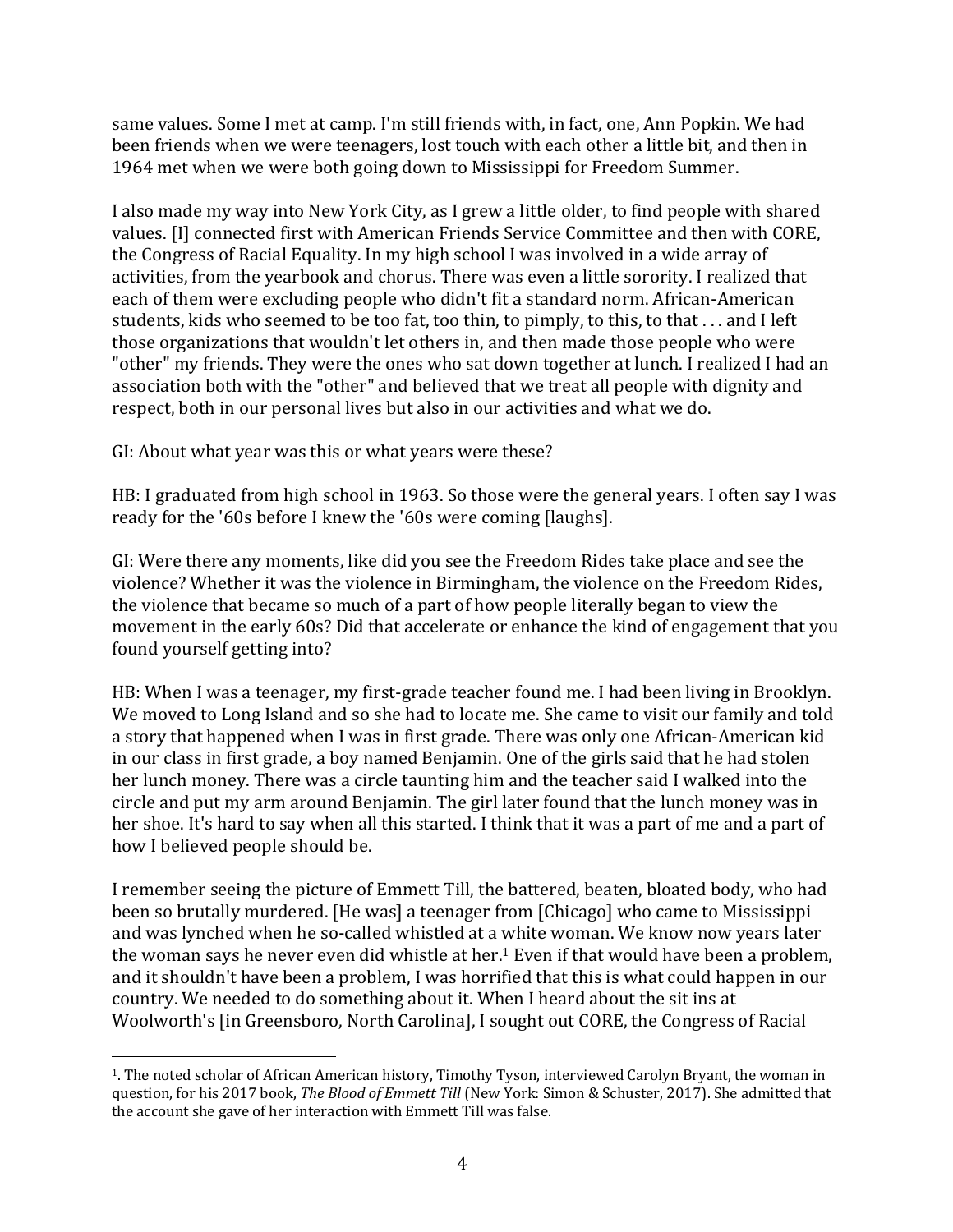same values. Some I met at camp. I'm still friends with, in fact, one, Ann Popkin. We had been friends when we were teenagers, lost touch with each other a little bit, and then in 1964 met when we were both going down to Mississippi for Freedom Summer.

I also made my way into New York City, as I grew a little older, to find people with shared values. [I] connected first with American Friends Service Committee and then with CORE, the Congress of Racial Equality. In my high school I was involved in a wide array of activities, from the yearbook and chorus. There was even a little sorority. I realized that each of them were excluding people who didn't fit a standard norm. African-American students, kids who seemed to be too fat, too thin, to pimply, to this, to that . . . and I left those organizations that wouldn't let others in, and then made those people who were "other" my friends. They were the ones who sat down together at lunch. I realized I had an association both with the "other" and believed that we treat all people with dignity and respect, both in our personal lives but also in our activities and what we do.

GI: About what year was this or what years were these?

HB: I graduated from high school in 1963. So those were the general years. I often say I was ready for the '60s before I knew the '60s were coming [laughs].

GI: Were there any moments, like did you see the Freedom Rides take place and see the violence? Whether it was the violence in Birmingham, the violence on the Freedom Rides, the violence that became so much of a part of how people literally began to view the movement in the early 60s? Did that accelerate or enhance the kind of engagement that you found yourself getting into?

HB: When I was a teenager, my first-grade teacher found me. I had been living in Brooklyn. We moved to Long Island and so she had to locate me. She came to visit our family and told a story that happened when I was in first grade. There was only one African-American kid in our class in first grade, a boy named Benjamin. One of the girls said that he had stolen her lunch money. There was a circle taunting him and the teacher said I walked into the circle and put my arm around Benjamin. The girl later found that the lunch money was in her shoe. It's hard to say when all this started. I think that it was a part of me and a part of how I believed people should be.

I remember seeing the picture of Emmett Till, the battered, beaten, bloated body, who had been so brutally murdered. [He was] a teenager from [Chicago] who came to Mississippi and was lynched when he so-called whistled at a white woman. We know now years later the woman says he never even did whistle at her.[1] Even if that would have been a problem, and it shouldn't have been a problem, I was horrified that this is what could happen in our country. We needed to do something about it. When I heard about the sit ins at Woolworth's [in Greensboro, North Carolina], I sought out CORE, the Congress of Racial

---

1. The noted scholar of African American history, Timothy Tyson, interviewed Carolyn Bryant, the woman in question, for his 2017 book, *The Blood of Emmett Till* (New York: Simon & Schuster, 2017). She admitted that the account she gave of her interaction with Emmett Till was false.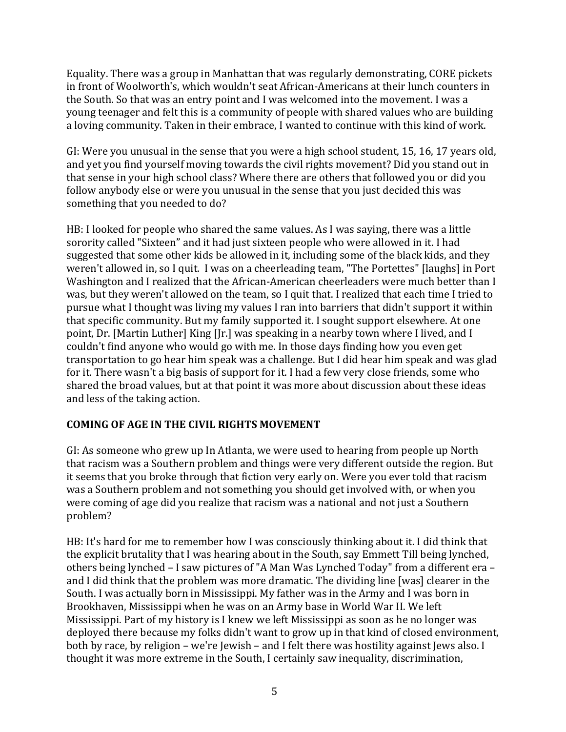Equality. There was a group in Manhattan that was regularly demonstrating, CORE pickets in front of Woolworth's, which wouldn't seat African-Americans at their lunch counters in the South. So that was an entry point and I was welcomed into the movement. I was a young teenager and felt this is a community of people with shared values who are building a loving community. Taken in their embrace, I wanted to continue with this kind of work.

GI: Were you unusual in the sense that you were a high school student, 15, 16, 17 years old, and yet you find yourself moving towards the civil rights movement? Did you stand out in that sense in your high school class? Where there are others that followed you or did you follow anybody else or were you unusual in the sense that you just decided this was something that you needed to do?

HB: I looked for people who shared the same values. As I was saying, there was a little sorority called "Sixteen" and it had just sixteen people who were allowed in it. I had suggested that some other kids be allowed in it, including some of the black kids, and they weren't allowed in, so I quit. I was on a cheerleading team, "The Portettes" [laughs] in Port Washington and I realized that the African-American cheerleaders were much better than I was, but they weren't allowed on the team, so I quit that. I realized that each time I tried to pursue what I thought was living my values I ran into barriers that didn't support it within that specific community. But my family supported it. I sought support elsewhere. At one point, Dr. [Martin Luther] King [Jr.] was speaking in a nearby town where I lived, and I couldn't find anyone who would go with me. In those days finding how you even get transportation to go hear him speak was a challenge. But I did hear him speak and was glad for it. There wasn't a big basis of support for it. I had a few very close friends, some who shared the broad values, but at that point it was more about discussion about these ideas and less of the taking action.

**COMING OF AGE IN THE CIVIL RIGHTS MOVEMENT**

GI: As someone who grew up In Atlanta, we were used to hearing from people up North that racism was a Southern problem and things were very different outside the region. But it seems that you broke through that fiction very early on. Were you ever told that racism was a Southern problem and not something you should get involved with, or when you were coming of age did you realize that racism was a national and not just a Southern problem?

HB: It's hard for me to remember how I was consciously thinking about it. I did think that the explicit brutality that I was hearing about in the South, say Emmett Till being lynched, others being lynched – I saw pictures of "A Man Was Lynched Today" from a different era – and I did think that the problem was more dramatic. The dividing line [was] clearer in the South. I was actually born in Mississippi. My father was in the Army and I was born in Brookhaven, Mississippi when he was on an Army base in World War II. We left Mississippi. Part of my history is I knew we left Mississippi as soon as he no longer was deployed there because my folks didn't want to grow up in that kind of closed environment, both by race, by religion – we're Jewish – and I felt there was hostility against Jews also. I thought it was more extreme in the South, I certainly saw inequality, discrimination,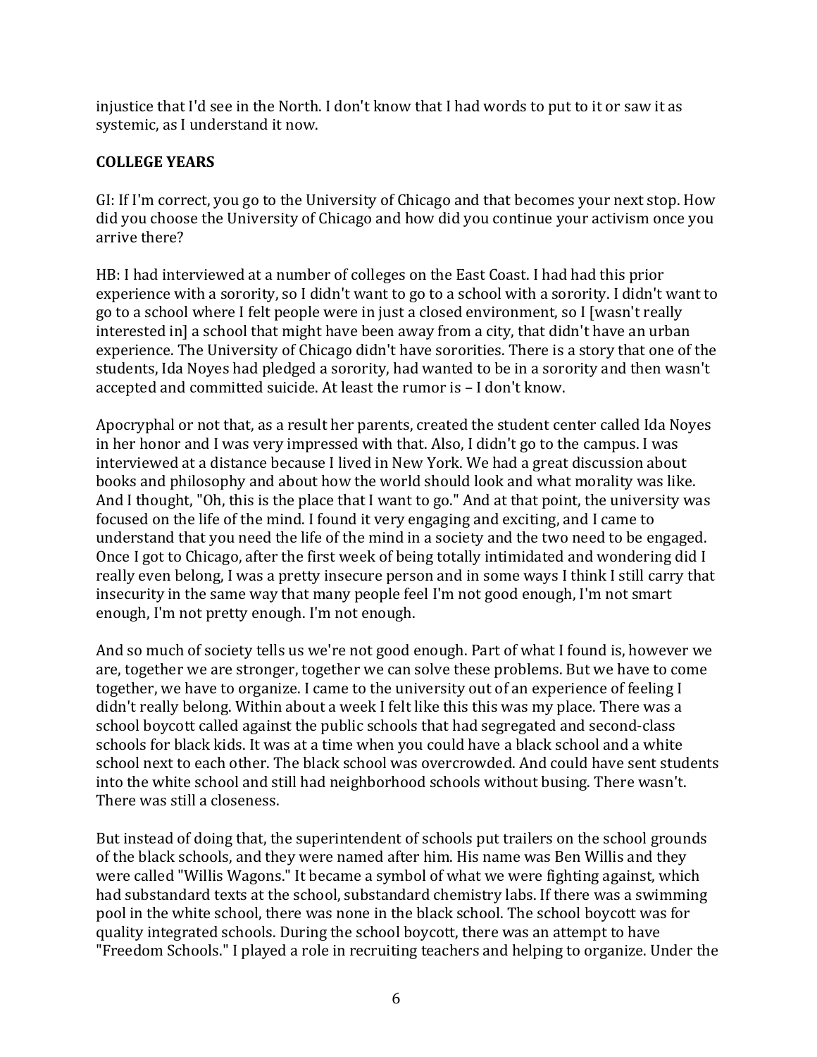injustice that I'd see in the North. I don't know that I had words to put to it or saw it as systemic, as I understand it now.

## COLLEGE YEARS

GI: If I'm correct, you go to the University of Chicago and that becomes your next stop. How did you choose the University of Chicago and how did you continue your activism once you arrive there?

HB: I had interviewed at a number of colleges on the East Coast. I had had this prior experience with a sorority, so I didn't want to go to a school with a sorority. I didn't want to go to a school where I felt people were in just a closed environment, so I [wasn't really interested in] a school that might have been away from a city, that didn't have an urban experience. The University of Chicago didn't have sororities. There is a story that one of the students, Ida Noyes had pledged a sorority, had wanted to be in a sorority and then wasn't accepted and committed suicide. At least the rumor is – I don't know.

Apocryphal or not that, as a result her parents, created the student center called Ida Noyes in her honor and I was very impressed with that. Also, I didn't go to the campus. I was interviewed at a distance because I lived in New York. We had a great discussion about books and philosophy and about how the world should look and what morality was like. And I thought, "Oh, this is the place that I want to go." And at that point, the university was focused on the life of the mind. I found it very engaging and exciting, and I came to understand that you need the life of the mind in a society and the two need to be engaged. Once I got to Chicago, after the first week of being totally intimidated and wondering did I really even belong, I was a pretty insecure person and in some ways I think I still carry that insecurity in the same way that many people feel I'm not good enough, I'm not smart enough, I'm not pretty enough. I'm not enough.

And so much of society tells us we're not good enough. Part of what I found is, however we are, together we are stronger, together we can solve these problems. But we have to come together, we have to organize. I came to the university out of an experience of feeling I didn't really belong. Within about a week I felt like this this was my place. There was a school boycott called against the public schools that had segregated and second-class schools for black kids. It was at a time when you could have a black school and a white school next to each other. The black school was overcrowded. And could have sent students into the white school and still had neighborhood schools without busing. There wasn't. There was still a closeness.

But instead of doing that, the superintendent of schools put trailers on the school grounds of the black schools, and they were named after him. His name was Ben Willis and they were called "Willis Wagons." It became a symbol of what we were fighting against, which had substandard texts at the school, substandard chemistry labs. If there was a swimming pool in the white school, there was none in the black school. The school boycott was for quality integrated schools. During the school boycott, there was an attempt to have "Freedom Schools." I played a role in recruiting teachers and helping to organize. Under the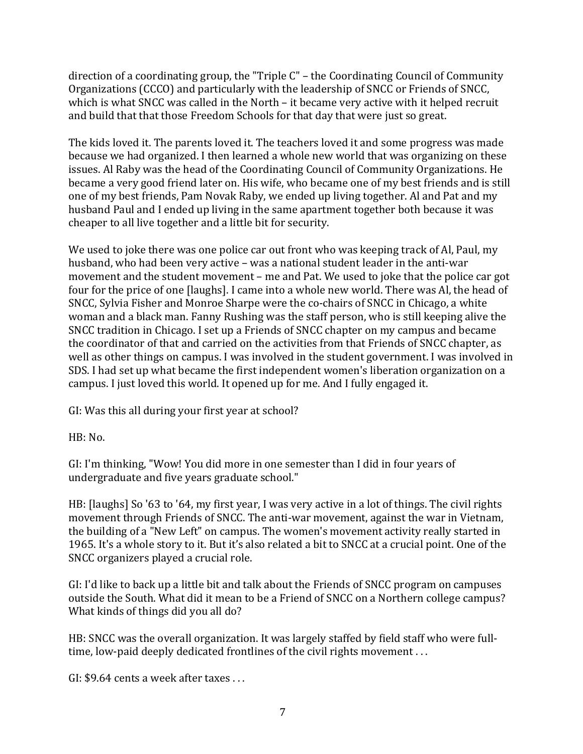direction of a coordinating group, the "Triple C" – the Coordinating Council of Community Organizations (CCCO) and particularly with the leadership of SNCC or Friends of SNCC, which is what SNCC was called in the North – it became very active with it helped recruit and build that that those Freedom Schools for that day that were just so great.

The kids loved it. The parents loved it. The teachers loved it and some progress was made because we had organized. I then learned a whole new world that was organizing on these issues. Al Raby was the head of the Coordinating Council of Community Organizations. He became a very good friend later on. His wife, who became one of my best friends and is still one of my best friends, Pam Novak Raby, we ended up living together. Al and Pat and my husband Paul and I ended up living in the same apartment together both because it was cheaper to all live together and a little bit for security.

We used to joke there was one police car out front who was keeping track of Al, Paul, my husband, who had been very active – was a national student leader in the anti-war movement and the student movement – me and Pat. We used to joke that the police car got four for the price of one [laughs]. I came into a whole new world. There was Al, the head of SNCC, Sylvia Fisher and Monroe Sharpe were the co-chairs of SNCC in Chicago, a white woman and a black man. Fanny Rushing was the staff person, who is still keeping alive the SNCC tradition in Chicago. I set up a Friends of SNCC chapter on my campus and became the coordinator of that and carried on the activities from that Friends of SNCC chapter, as well as other things on campus. I was involved in the student government. I was involved in SDS. I had set up what became the first independent women's liberation organization on a campus. I just loved this world. It opened up for me. And I fully engaged it.

GI: Was this all during your first year at school?

HB: No.

GI: I'm thinking, "Wow! You did more in one semester than I did in four years of undergraduate and five years graduate school."

HB: [laughs] So '63 to '64, my first year, I was very active in a lot of things. The civil rights movement through Friends of SNCC. The anti-war movement, against the war in Vietnam, the building of a "New Left" on campus. The women's movement activity really started in 1965. It's a whole story to it. But it's also related a bit to SNCC at a crucial point. One of the SNCC organizers played a crucial role.

GI: I'd like to back up a little bit and talk about the Friends of SNCC program on campuses outside the South. What did it mean to be a Friend of SNCC on a Northern college campus? What kinds of things did you all do?

HB: SNCC was the overall organization. It was largely staffed by field staff who were full-time, low-paid deeply dedicated frontlines of the civil rights movement . . .

GI: $9.64 cents a week after taxes . . .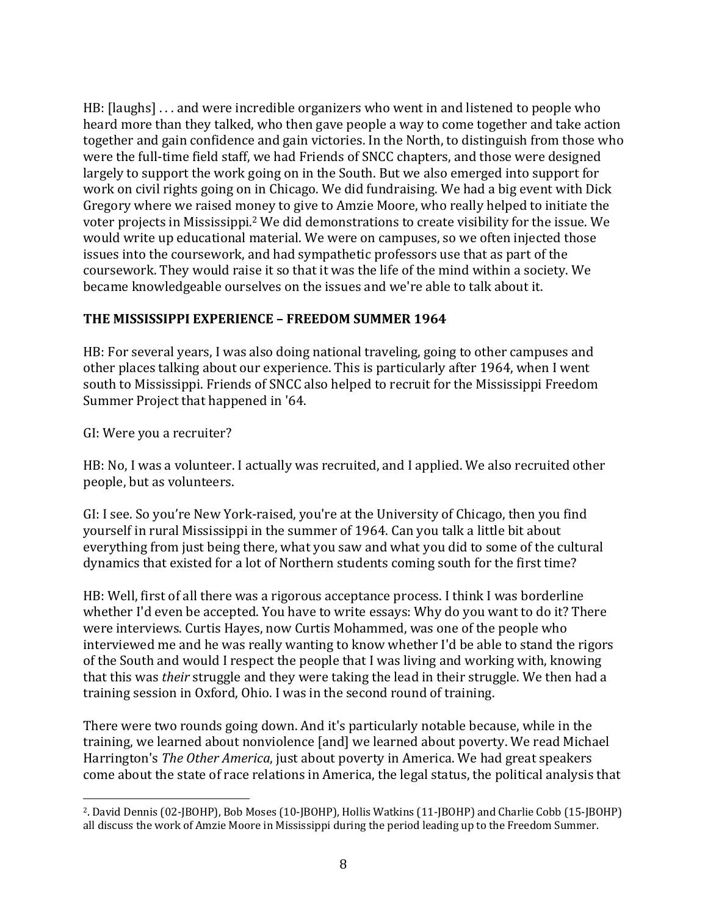HB: [laughs] . . . and were incredible organizers who went in and listened to people who heard more than they talked, who then gave people a way to come together and take action together and gain confidence and gain victories. In the North, to distinguish from those who were the full-time field staff, we had Friends of SNCC chapters, and those were designed largely to support the work going on in the South. But we also emerged into support for work on civil rights going on in Chicago. We did fundraising. We had a big event with Dick Gregory where we raised money to give to Amzie Moore, who really helped to initiate the voter projects in Mississippi.[2] We did demonstrations to create visibility for the issue. We would write up educational material. We were on campuses, so we often injected those issues into the coursework, and had sympathetic professors use that as part of the coursework. They would raise it so that it was the life of the mind within a society. We became knowledgeable ourselves on the issues and we're able to talk about it.

## THE MISSISSIPPI EXPERIENCE – FREEDOM SUMMER 1964

HB: For several years, I was also doing national traveling, going to other campuses and other places talking about our experience. This is particularly after 1964, when I went south to Mississippi. Friends of SNCC also helped to recruit for the Mississippi Freedom Summer Project that happened in '64.

GI: Were you a recruiter?

HB: No, I was a volunteer. I actually was recruited, and I applied. We also recruited other people, but as volunteers.

GI: I see. So you're New York-raised, you're at the University of Chicago, then you find yourself in rural Mississippi in the summer of 1964. Can you talk a little bit about everything from just being there, what you saw and what you did to some of the cultural dynamics that existed for a lot of Northern students coming south for the first time?

HB: Well, first of all there was a rigorous acceptance process. I think I was borderline whether I'd even be accepted. You have to write essays: Why do you want to do it? There were interviews. Curtis Hayes, now Curtis Mohammed, was one of the people who interviewed me and he was really wanting to know whether I'd be able to stand the rigors of the South and would I respect the people that I was living and working with, knowing that this was *their* struggle and they were taking the lead in their struggle. We then had a training session in Oxford, Ohio. I was in the second round of training.

There were two rounds going down. And it's particularly notable because, while in the training, we learned about nonviolence [and] we learned about poverty. We read Michael Harrington's *The Other America*, just about poverty in America. We had great speakers come about the state of race relations in America, the legal status, the political analysis that

---

[2]. David Dennis (02-JBOHP), Bob Moses (10-JBOHP), Hollis Watkins (11-JBOHP) and Charlie Cobb (15-JBOHP) all discuss the work of Amzie Moore in Mississippi during the period leading up to the Freedom Summer.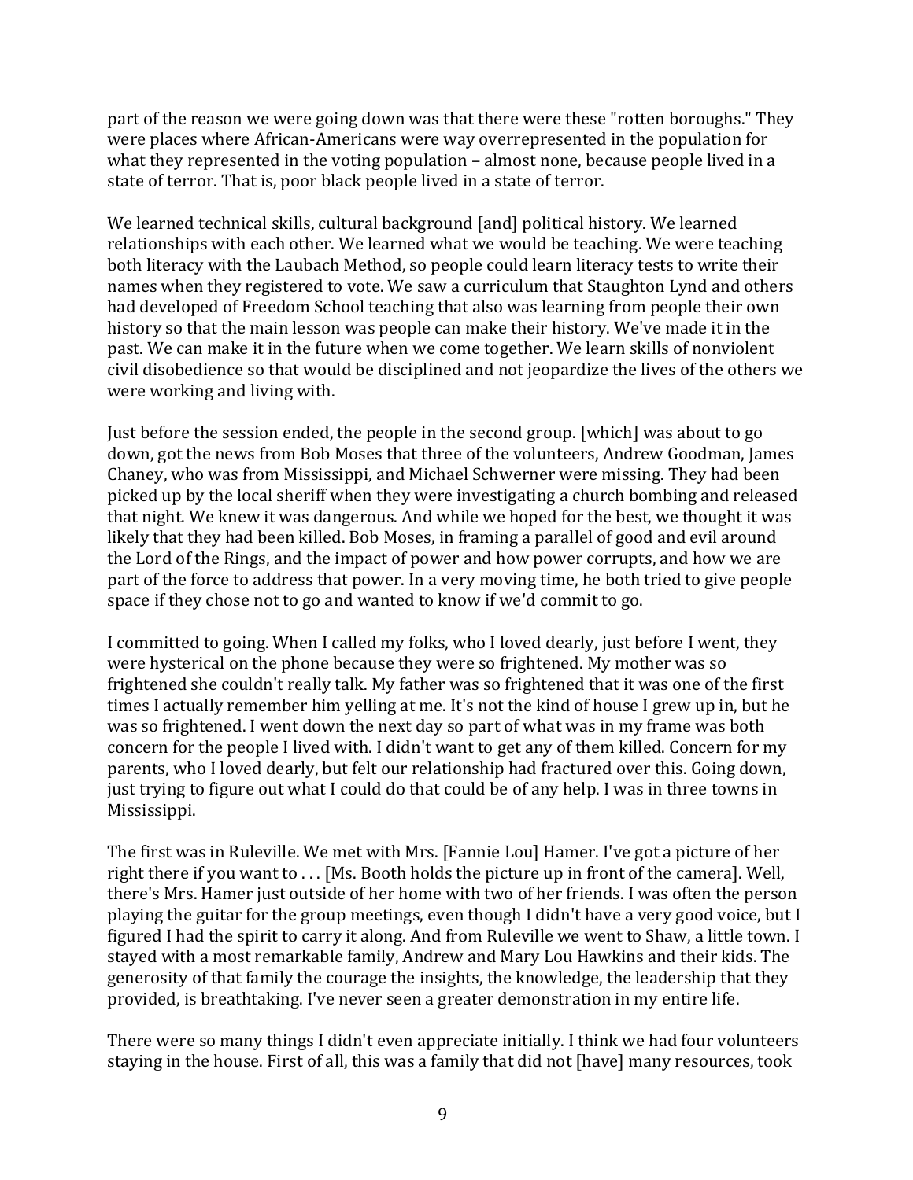part of the reason we were going down was that there were these "rotten boroughs." They were places where African-Americans were way overrepresented in the population for what they represented in the voting population – almost none, because people lived in a state of terror. That is, poor black people lived in a state of terror.

We learned technical skills, cultural background [and] political history. We learned relationships with each other. We learned what we would be teaching. We were teaching both literacy with the Laubach Method, so people could learn literacy tests to write their names when they registered to vote. We saw a curriculum that Staughton Lynd and others had developed of Freedom School teaching that also was learning from people their own history so that the main lesson was people can make their history. We've made it in the past. We can make it in the future when we come together. We learn skills of nonviolent civil disobedience so that would be disciplined and not jeopardize the lives of the others we were working and living with.

Just before the session ended, the people in the second group. [which] was about to go down, got the news from Bob Moses that three of the volunteers, Andrew Goodman, James Chaney, who was from Mississippi, and Michael Schwerner were missing. They had been picked up by the local sheriff when they were investigating a church bombing and released that night. We knew it was dangerous. And while we hoped for the best, we thought it was likely that they had been killed. Bob Moses, in framing a parallel of good and evil around the Lord of the Rings, and the impact of power and how power corrupts, and how we are part of the force to address that power. In a very moving time, he both tried to give people space if they chose not to go and wanted to know if we'd commit to go.

I committed to going. When I called my folks, who I loved dearly, just before I went, they were hysterical on the phone because they were so frightened. My mother was so frightened she couldn't really talk. My father was so frightened that it was one of the first times I actually remember him yelling at me. It's not the kind of house I grew up in, but he was so frightened. I went down the next day so part of what was in my frame was both concern for the people I lived with. I didn't want to get any of them killed. Concern for my parents, who I loved dearly, but felt our relationship had fractured over this. Going down, just trying to figure out what I could do that could be of any help. I was in three towns in Mississippi.

The first was in Ruleville. We met with Mrs. [Fannie Lou] Hamer. I've got a picture of her right there if you want to . . . [Ms. Booth holds the picture up in front of the camera]. Well, there's Mrs. Hamer just outside of her home with two of her friends. I was often the person playing the guitar for the group meetings, even though I didn't have a very good voice, but I figured I had the spirit to carry it along. And from Ruleville we went to Shaw, a little town. I stayed with a most remarkable family, Andrew and Mary Lou Hawkins and their kids. The generosity of that family the courage the insights, the knowledge, the leadership that they provided, is breathtaking. I've never seen a greater demonstration in my entire life.

There were so many things I didn't even appreciate initially. I think we had four volunteers staying in the house. First of all, this was a family that did not [have] many resources, took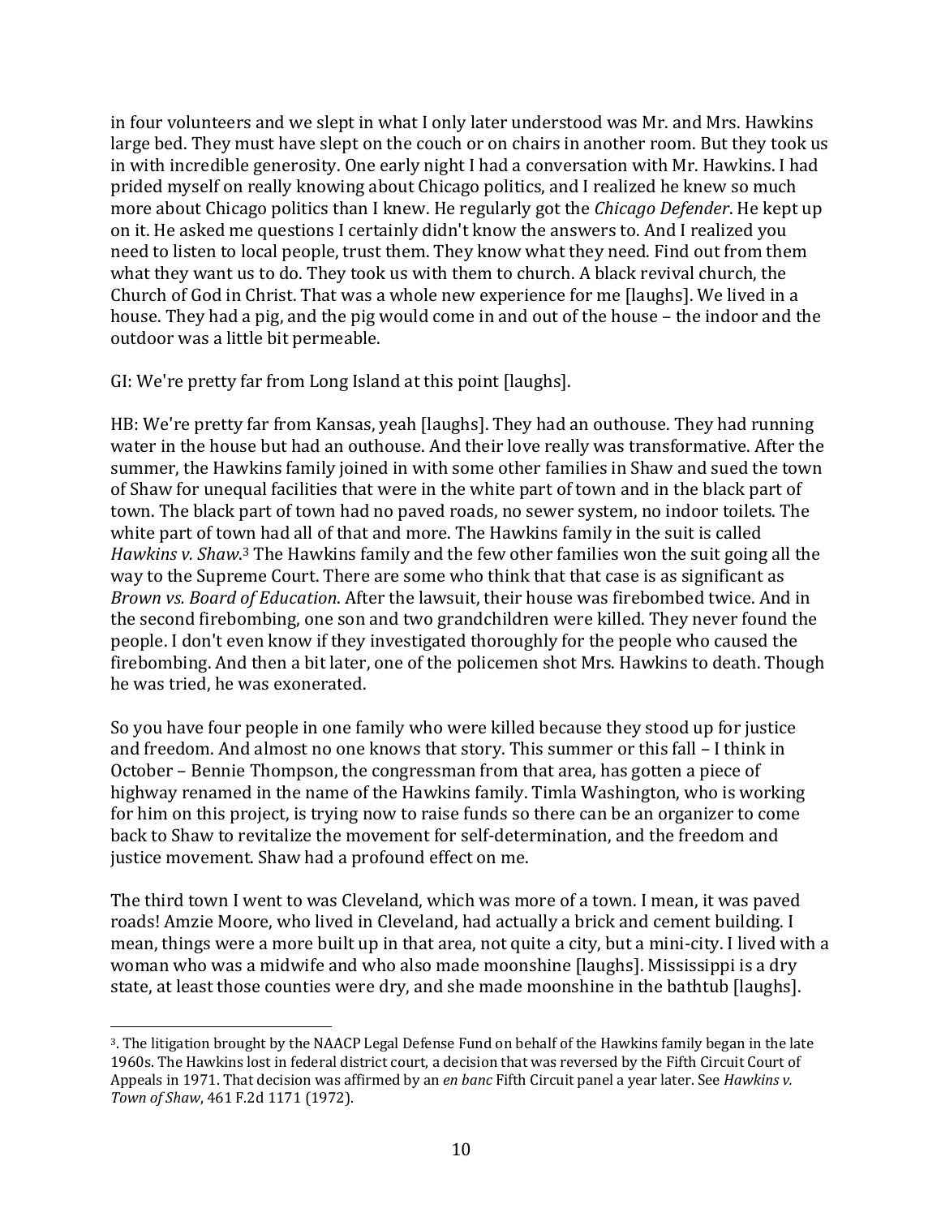in four volunteers and we slept in what I only later understood was Mr. and Mrs. Hawkins large bed. They must have slept on the couch or on chairs in another room. But they took us in with incredible generosity. One early night I had a conversation with Mr. Hawkins. I had prided myself on really knowing about Chicago politics, and I realized he knew so much more about Chicago politics than I knew. He regularly got the *Chicago Defender*. He kept up on it. He asked me questions I certainly didn't know the answers to. And I realized you need to listen to local people, trust them. They know what they need. Find out from them what they want us to do. They took us with them to church. A black revival church, the Church of God in Christ. That was a whole new experience for me [laughs]. We lived in a house. They had a pig, and the pig would come in and out of the house – the indoor and the outdoor was a little bit permeable.

GI: We're pretty far from Long Island at this point [laughs].

HB: We're pretty far from Kansas, yeah [laughs]. They had an outhouse. They had running water in the house but had an outhouse. And their love really was transformative. After the summer, the Hawkins family joined in with some other families in Shaw and sued the town of Shaw for unequal facilities that were in the white part of town and in the black part of town. The black part of town had no paved roads, no sewer system, no indoor toilets. The white part of town had all of that and more. The Hawkins family in the suit is called *Hawkins v. Shaw*.[3] The Hawkins family and the few other families won the suit going all the way to the Supreme Court. There are some who think that that case is as significant as *Brown vs. Board of Education*. After the lawsuit, their house was firebombed twice. And in the second firebombing, one son and two grandchildren were killed. They never found the people. I don't even know if they investigated thoroughly for the people who caused the firebombing. And then a bit later, one of the policemen shot Mrs. Hawkins to death. Though he was tried, he was exonerated.

So you have four people in one family who were killed because they stood up for justice and freedom. And almost no one knows that story. This summer or this fall – I think in October – Bennie Thompson, the congressman from that area, has gotten a piece of highway renamed in the name of the Hawkins family. Timla Washington, who is working for him on this project, is trying now to raise funds so there can be an organizer to come back to Shaw to revitalize the movement for self-determination, and the freedom and justice movement. Shaw had a profound effect on me.

The third town I went to was Cleveland, which was more of a town. I mean, it was paved roads! Amzie Moore, who lived in Cleveland, had actually a brick and cement building. I mean, things were a more built up in that area, not quite a city, but a mini-city. I lived with a woman who was a midwife and who also made moonshine [laughs]. Mississippi is a dry state, at least those counties were dry, and she made moonshine in the bathtub [laughs].

---

[3]. The litigation brought by the NAACP Legal Defense Fund on behalf of the Hawkins family began in the late 1960s. The Hawkins lost in federal district court, a decision that was reversed by the Fifth Circuit Court of Appeals in 1971. That decision was affirmed by an *en banc* Fifth Circuit panel a year later. See *Hawkins v. Town of Shaw*, 461 F.2d 1171 (1972).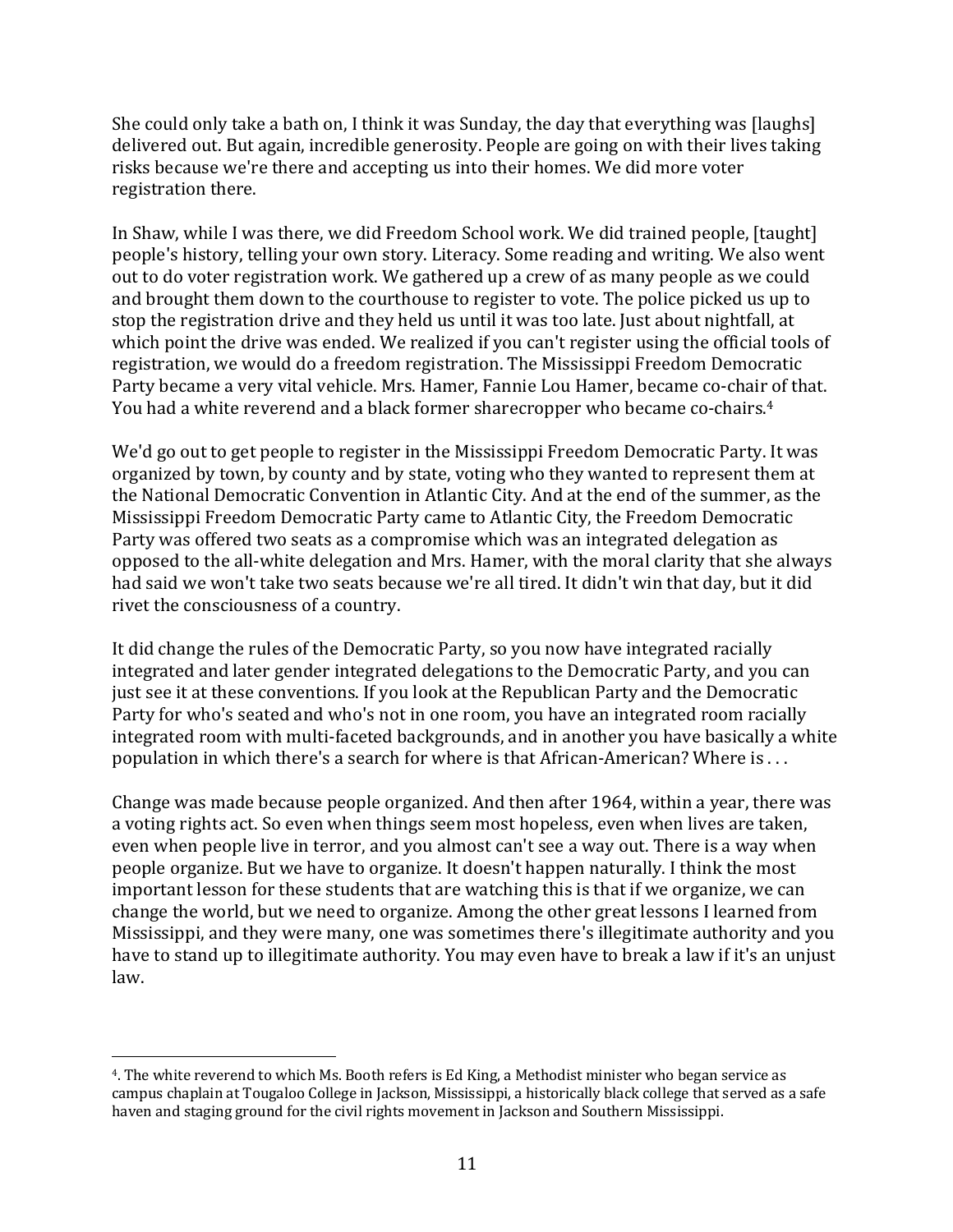She could only take a bath on, I think it was Sunday, the day that everything was [laughs] delivered out. But again, incredible generosity. People are going on with their lives taking risks because we're there and accepting us into their homes. We did more voter registration there.

In Shaw, while I was there, we did Freedom School work. We did trained people, [taught] people's history, telling your own story. Literacy. Some reading and writing. We also went out to do voter registration work. We gathered up a crew of as many people as we could and brought them down to the courthouse to register to vote. The police picked us up to stop the registration drive and they held us until it was too late. Just about nightfall, at which point the drive was ended. We realized if you can't register using the official tools of registration, we would do a freedom registration. The Mississippi Freedom Democratic Party became a very vital vehicle. Mrs. Hamer, Fannie Lou Hamer, became co-chair of that. You had a white reverend and a black former sharecropper who became co-chairs.[4]

We'd go out to get people to register in the Mississippi Freedom Democratic Party. It was organized by town, by county and by state, voting who they wanted to represent them at the National Democratic Convention in Atlantic City. And at the end of the summer, as the Mississippi Freedom Democratic Party came to Atlantic City, the Freedom Democratic Party was offered two seats as a compromise which was an integrated delegation as opposed to the all-white delegation and Mrs. Hamer, with the moral clarity that she always had said we won't take two seats because we're all tired. It didn't win that day, but it did rivet the consciousness of a country.

It did change the rules of the Democratic Party, so you now have integrated racially integrated and later gender integrated delegations to the Democratic Party, and you can just see it at these conventions. If you look at the Republican Party and the Democratic Party for who's seated and who's not in one room, you have an integrated room racially integrated room with multi-faceted backgrounds, and in another you have basically a white population in which there's a search for where is that African-American? Where is . . .

Change was made because people organized. And then after 1964, within a year, there was a voting rights act. So even when things seem most hopeless, even when lives are taken, even when people live in terror, and you almost can't see a way out. There is a way when people organize. But we have to organize. It doesn't happen naturally. I think the most important lesson for these students that are watching this is that if we organize, we can change the world, but we need to organize. Among the other great lessons I learned from Mississippi, and they were many, one was sometimes there's illegitimate authority and you have to stand up to illegitimate authority. You may even have to break a law if it's an unjust law.

---

[4]. The white reverend to which Ms. Booth refers is Ed King, a Methodist minister who began service as campus chaplain at Tougaloo College in Jackson, Mississippi, a historically black college that served as a safe haven and staging ground for the civil rights movement in Jackson and Southern Mississippi.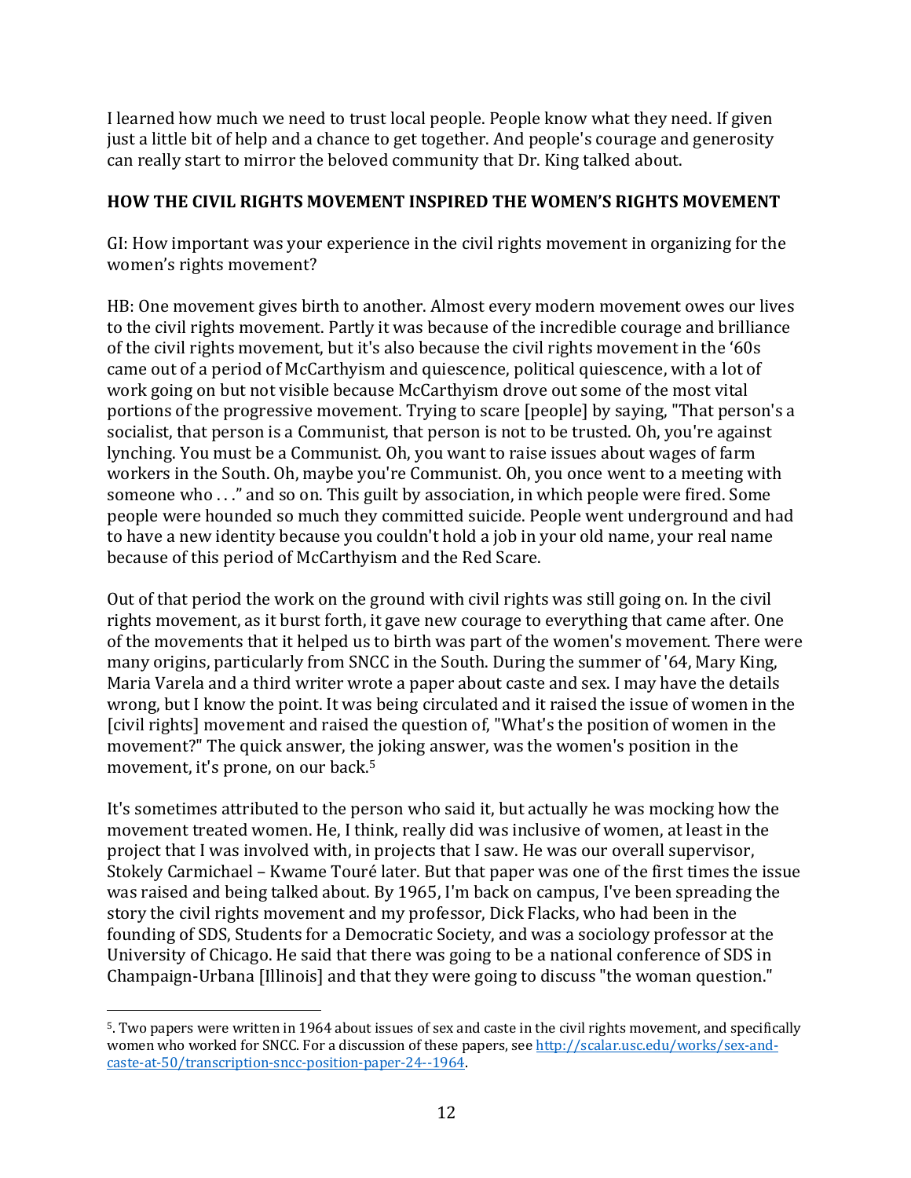I learned how much we need to trust local people. People know what they need. If given just a little bit of help and a chance to get together. And people's courage and generosity can really start to mirror the beloved community that Dr. King talked about.

### HOW THE CIVIL RIGHTS MOVEMENT INSPIRED THE WOMEN'S RIGHTS MOVEMENT

GI: How important was your experience in the civil rights movement in organizing for the women's rights movement?

HB: One movement gives birth to another. Almost every modern movement owes our lives to the civil rights movement. Partly it was because of the incredible courage and brilliance of the civil rights movement, but it's also because the civil rights movement in the '60s came out of a period of McCarthyism and quiescence, political quiescence, with a lot of work going on but not visible because McCarthyism drove out some of the most vital portions of the progressive movement. Trying to scare [people] by saying, "That person's a socialist, that person is a Communist, that person is not to be trusted. Oh, you're against lynching. You must be a Communist. Oh, you want to raise issues about wages of farm workers in the South. Oh, maybe you're Communist. Oh, you once went to a meeting with someone who . . ." and so on. This guilt by association, in which people were fired. Some people were hounded so much they committed suicide. People went underground and had to have a new identity because you couldn't hold a job in your old name, your real name because of this period of McCarthyism and the Red Scare.

Out of that period the work on the ground with civil rights was still going on. In the civil rights movement, as it burst forth, it gave new courage to everything that came after. One of the movements that it helped us to birth was part of the women's movement. There were many origins, particularly from SNCC in the South. During the summer of '64, Mary King, Maria Varela and a third writer wrote a paper about caste and sex. I may have the details wrong, but I know the point. It was being circulated and it raised the issue of women in the [civil rights] movement and raised the question of, "What's the position of women in the movement?" The quick answer, the joking answer, was the women's position in the movement, it's prone, on our back.[5]

It's sometimes attributed to the person who said it, but actually he was mocking how the movement treated women. He, I think, really did was inclusive of women, at least in the project that I was involved with, in projects that I saw. He was our overall supervisor, Stokely Carmichael – Kwame Touré later. But that paper was one of the first times the issue was raised and being talked about. By 1965, I'm back on campus, I've been spreading the story the civil rights movement and my professor, Dick Flacks, who had been in the founding of SDS, Students for a Democratic Society, and was a sociology professor at the University of Chicago. He said that there was going to be a national conference of SDS in Champaign-Urbana [Illinois] and that they were going to discuss "the woman question."

---

[5]. Two papers were written in 1964 about issues of sex and caste in the civil rights movement, and specifically women who worked for SNCC. For a discussion of these papers, see http://scalar.usc.edu/works/sex-and-caste-at-50/transcription-sncc-position-paper-24--1964.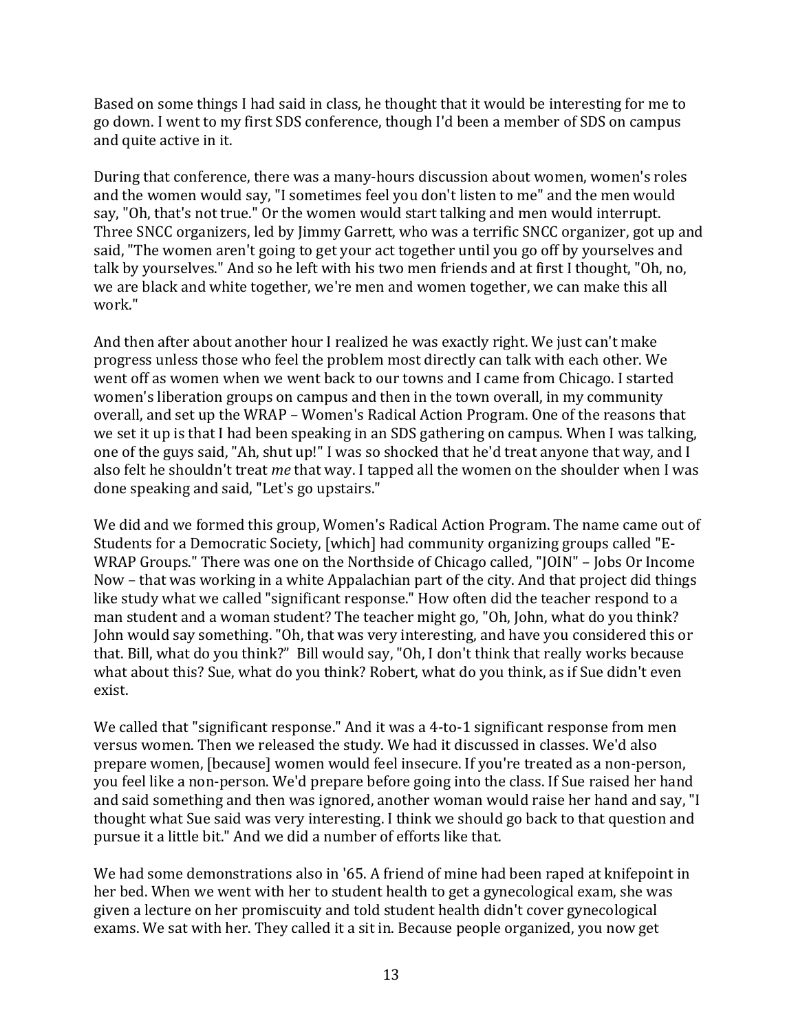Based on some things I had said in class, he thought that it would be interesting for me to go down. I went to my first SDS conference, though I'd been a member of SDS on campus and quite active in it.

During that conference, there was a many-hours discussion about women, women's roles and the women would say, "I sometimes feel you don't listen to me" and the men would say, "Oh, that's not true." Or the women would start talking and men would interrupt. Three SNCC organizers, led by Jimmy Garrett, who was a terrific SNCC organizer, got up and said, "The women aren't going to get your act together until you go off by yourselves and talk by yourselves." And so he left with his two men friends and at first I thought, "Oh, no, we are black and white together, we're men and women together, we can make this all work."

And then after about another hour I realized he was exactly right. We just can't make progress unless those who feel the problem most directly can talk with each other. We went off as women when we went back to our towns and I came from Chicago. I started women's liberation groups on campus and then in the town overall, in my community overall, and set up the WRAP – Women's Radical Action Program. One of the reasons that we set it up is that I had been speaking in an SDS gathering on campus. When I was talking, one of the guys said, "Ah, shut up!" I was so shocked that he'd treat anyone that way, and I also felt he shouldn't treat *me* that way. I tapped all the women on the shoulder when I was done speaking and said, "Let's go upstairs."

We did and we formed this group, Women's Radical Action Program. The name came out of Students for a Democratic Society, [which] had community organizing groups called "E-WRAP Groups." There was one on the Northside of Chicago called, "JOIN" – Jobs Or Income Now – that was working in a white Appalachian part of the city. And that project did things like study what we called "significant response." How often did the teacher respond to a man student and a woman student? The teacher might go, "Oh, John, what do you think? John would say something. "Oh, that was very interesting, and have you considered this or that. Bill, what do you think?" Bill would say, "Oh, I don't think that really works because what about this? Sue, what do you think? Robert, what do you think, as if Sue didn't even exist.

We called that "significant response." And it was a 4-to-1 significant response from men versus women. Then we released the study. We had it discussed in classes. We'd also prepare women, [because] women would feel insecure. If you're treated as a non-person, you feel like a non-person. We'd prepare before going into the class. If Sue raised her hand and said something and then was ignored, another woman would raise her hand and say, "I thought what Sue said was very interesting. I think we should go back to that question and pursue it a little bit." And we did a number of efforts like that.

We had some demonstrations also in '65. A friend of mine had been raped at knifepoint in her bed. When we went with her to student health to get a gynecological exam, she was given a lecture on her promiscuity and told student health didn't cover gynecological exams. We sat with her. They called it a sit in. Because people organized, you now get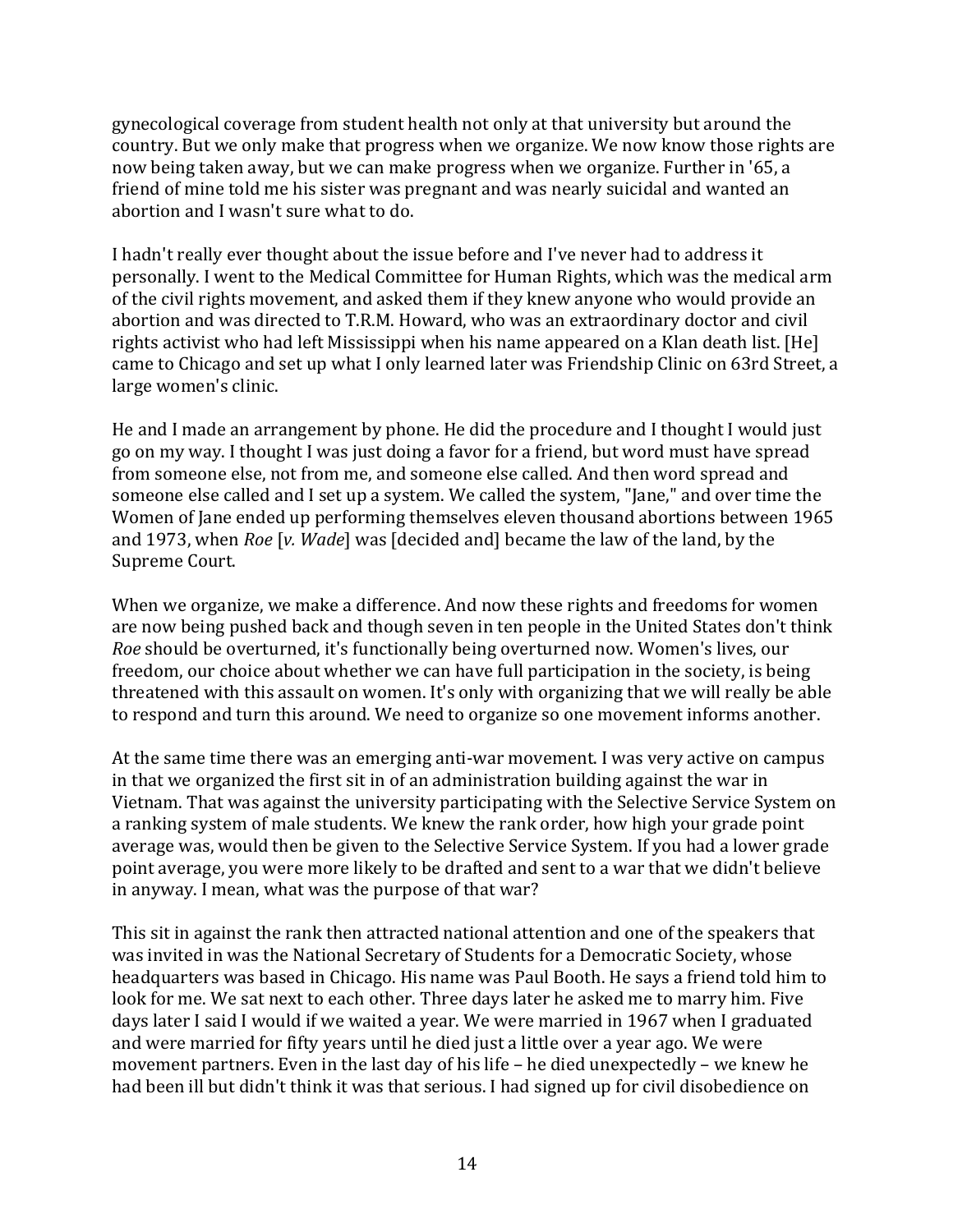gynecological coverage from student health not only at that university but around the country. But we only make that progress when we organize. We now know those rights are now being taken away, but we can make progress when we organize. Further in '65, a friend of mine told me his sister was pregnant and was nearly suicidal and wanted an abortion and I wasn't sure what to do.

I hadn't really ever thought about the issue before and I've never had to address it personally. I went to the Medical Committee for Human Rights, which was the medical arm of the civil rights movement, and asked them if they knew anyone who would provide an abortion and was directed to T.R.M. Howard, who was an extraordinary doctor and civil rights activist who had left Mississippi when his name appeared on a Klan death list. [He] came to Chicago and set up what I only learned later was Friendship Clinic on 63rd Street, a large women's clinic.

He and I made an arrangement by phone. He did the procedure and I thought I would just go on my way. I thought I was just doing a favor for a friend, but word must have spread from someone else, not from me, and someone else called. And then word spread and someone else called and I set up a system. We called the system, "Jane," and over time the Women of Jane ended up performing themselves eleven thousand abortions between 1965 and 1973, when *Roe* [*v. Wade*] was [decided and] became the law of the land, by the Supreme Court.

When we organize, we make a difference. And now these rights and freedoms for women are now being pushed back and though seven in ten people in the United States don't think *Roe* should be overturned, it's functionally being overturned now. Women's lives, our freedom, our choice about whether we can have full participation in the society, is being threatened with this assault on women. It's only with organizing that we will really be able to respond and turn this around. We need to organize so one movement informs another.

At the same time there was an emerging anti-war movement. I was very active on campus in that we organized the first sit in of an administration building against the war in Vietnam. That was against the university participating with the Selective Service System on a ranking system of male students. We knew the rank order, how high your grade point average was, would then be given to the Selective Service System. If you had a lower grade point average, you were more likely to be drafted and sent to a war that we didn't believe in anyway. I mean, what was the purpose of that war?

This sit in against the rank then attracted national attention and one of the speakers that was invited in was the National Secretary of Students for a Democratic Society, whose headquarters was based in Chicago. His name was Paul Booth. He says a friend told him to look for me. We sat next to each other. Three days later he asked me to marry him. Five days later I said I would if we waited a year. We were married in 1967 when I graduated and were married for fifty years until he died just a little over a year ago. We were movement partners. Even in the last day of his life – he died unexpectedly – we knew he had been ill but didn't think it was that serious. I had signed up for civil disobedience on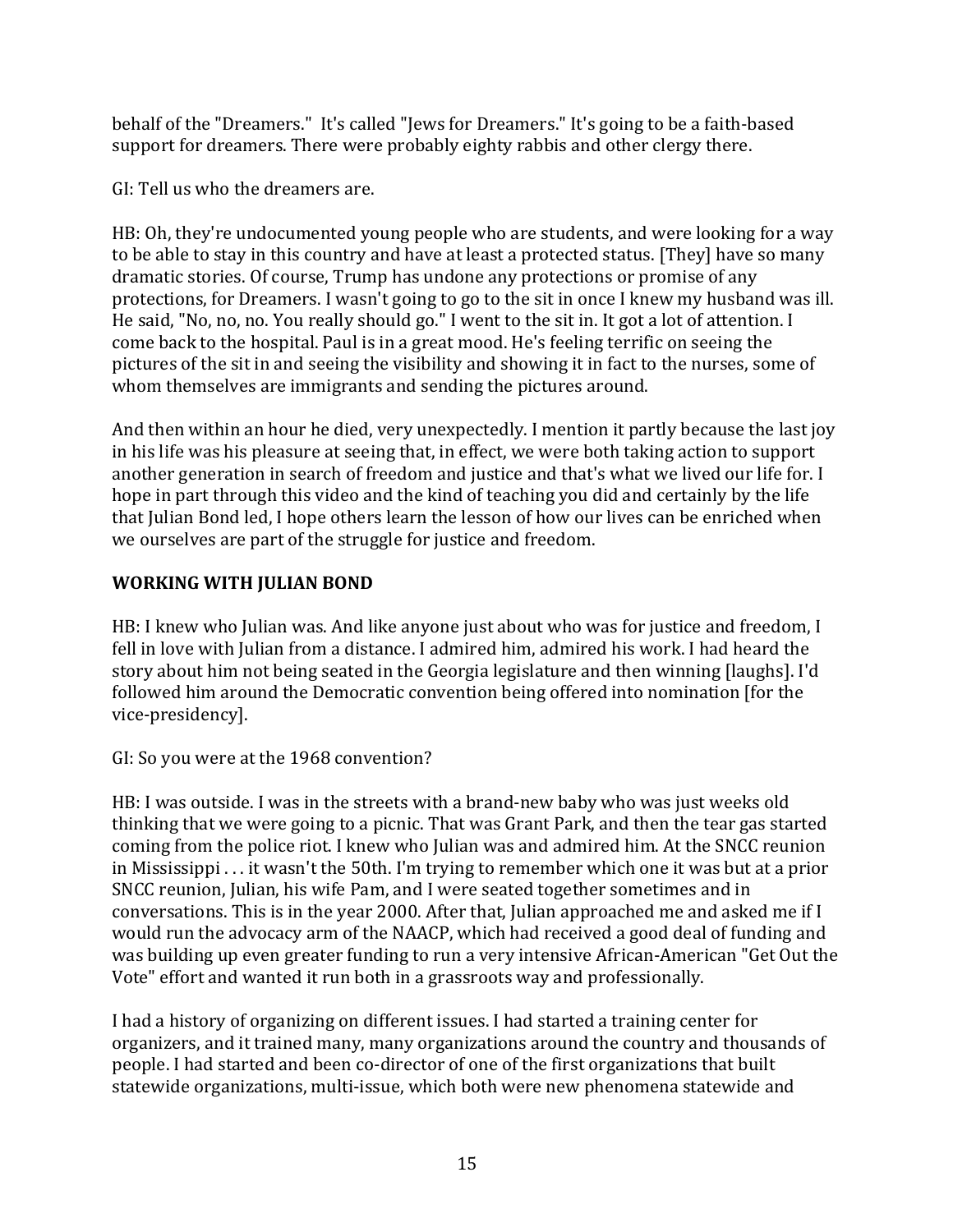behalf of the "Dreamers." It's called "Jews for Dreamers." It's going to be a faith-based support for dreamers. There were probably eighty rabbis and other clergy there.

GI: Tell us who the dreamers are.

HB: Oh, they're undocumented young people who are students, and were looking for a way to be able to stay in this country and have at least a protected status. [They] have so many dramatic stories. Of course, Trump has undone any protections or promise of any protections, for Dreamers. I wasn't going to go to the sit in once I knew my husband was ill. He said, "No, no, no. You really should go." I went to the sit in. It got a lot of attention. I come back to the hospital. Paul is in a great mood. He's feeling terrific on seeing the pictures of the sit in and seeing the visibility and showing it in fact to the nurses, some of whom themselves are immigrants and sending the pictures around.

And then within an hour he died, very unexpectedly. I mention it partly because the last joy in his life was his pleasure at seeing that, in effect, we were both taking action to support another generation in search of freedom and justice and that's what we lived our life for. I hope in part through this video and the kind of teaching you did and certainly by the life that Julian Bond led, I hope others learn the lesson of how our lives can be enriched when we ourselves are part of the struggle for justice and freedom.

## WORKING WITH JULIAN BOND

HB: I knew who Julian was. And like anyone just about who was for justice and freedom, I fell in love with Julian from a distance. I admired him, admired his work. I had heard the story about him not being seated in the Georgia legislature and then winning [laughs]. I'd followed him around the Democratic convention being offered into nomination [for the vice-presidency].

GI: So you were at the 1968 convention?

HB: I was outside. I was in the streets with a brand-new baby who was just weeks old thinking that we were going to a picnic. That was Grant Park, and then the tear gas started coming from the police riot. I knew who Julian was and admired him. At the SNCC reunion in Mississippi . . . it wasn't the 50th. I'm trying to remember which one it was but at a prior SNCC reunion, Julian, his wife Pam, and I were seated together sometimes and in conversations. This is in the year 2000. After that, Julian approached me and asked me if I would run the advocacy arm of the NAACP, which had received a good deal of funding and was building up even greater funding to run a very intensive African-American "Get Out the Vote" effort and wanted it run both in a grassroots way and professionally.

I had a history of organizing on different issues. I had started a training center for organizers, and it trained many, many organizations around the country and thousands of people. I had started and been co-director of one of the first organizations that built statewide organizations, multi-issue, which both were new phenomena statewide and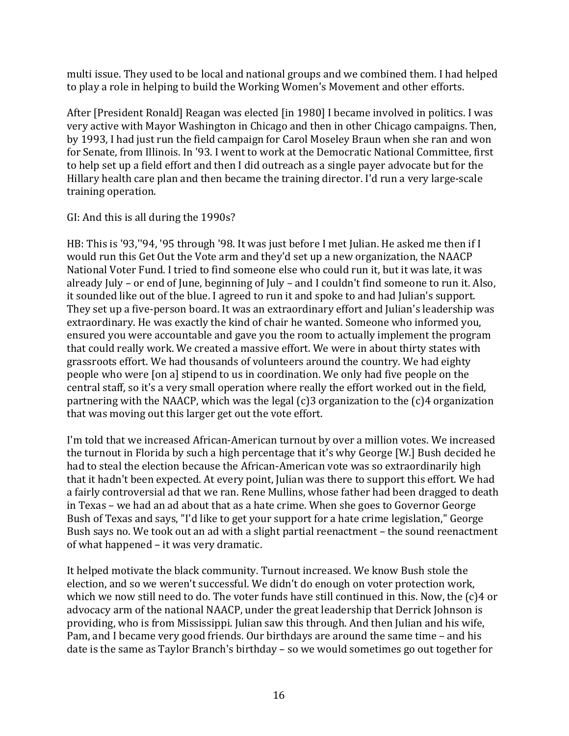multi issue. They used to be local and national groups and we combined them. I had helped to play a role in helping to build the Working Women's Movement and other efforts.

After [President Ronald] Reagan was elected [in 1980] I became involved in politics. I was very active with Mayor Washington in Chicago and then in other Chicago campaigns. Then, by 1993, I had just run the field campaign for Carol Moseley Braun when she ran and won for Senate, from Illinois. In '93. I went to work at the Democratic National Committee, first to help set up a field effort and then I did outreach as a single payer advocate but for the Hillary health care plan and then became the training director. I'd run a very large-scale training operation.

GI: And this is all during the 1990s?

HB: This is '93,''94, '95 through '98. It was just before I met Julian. He asked me then if I would run this Get Out the Vote arm and they'd set up a new organization, the NAACP National Voter Fund. I tried to find someone else who could run it, but it was late, it was already July – or end of June, beginning of July – and I couldn't find someone to run it. Also, it sounded like out of the blue. I agreed to run it and spoke to and had Julian's support. They set up a five-person board. It was an extraordinary effort and Julian's leadership was extraordinary. He was exactly the kind of chair he wanted. Someone who informed you, ensured you were accountable and gave you the room to actually implement the program that could really work. We created a massive effort. We were in about thirty states with grassroots effort. We had thousands of volunteers around the country. We had eighty people who were [on a] stipend to us in coordination. We only had five people on the central staff, so it's a very small operation where really the effort worked out in the field, partnering with the NAACP, which was the legal (c)3 organization to the (c)4 organization that was moving out this larger get out the vote effort.

I'm told that we increased African-American turnout by over a million votes. We increased the turnout in Florida by such a high percentage that it's why George [W.] Bush decided he had to steal the election because the African-American vote was so extraordinarily high that it hadn't been expected. At every point, Julian was there to support this effort. We had a fairly controversial ad that we ran. Rene Mullins, whose father had been dragged to death in Texas – we had an ad about that as a hate crime. When she goes to Governor George Bush of Texas and says, "I'd like to get your support for a hate crime legislation," George Bush says no. We took out an ad with a slight partial reenactment – the sound reenactment of what happened – it was very dramatic.

It helped motivate the black community. Turnout increased. We know Bush stole the election, and so we weren't successful. We didn't do enough on voter protection work, which we now still need to do. The voter funds have still continued in this. Now, the (c)4 or advocacy arm of the national NAACP, under the great leadership that Derrick Johnson is providing, who is from Mississippi. Julian saw this through. And then Julian and his wife, Pam, and I became very good friends. Our birthdays are around the same time – and his date is the same as Taylor Branch's birthday – so we would sometimes go out together for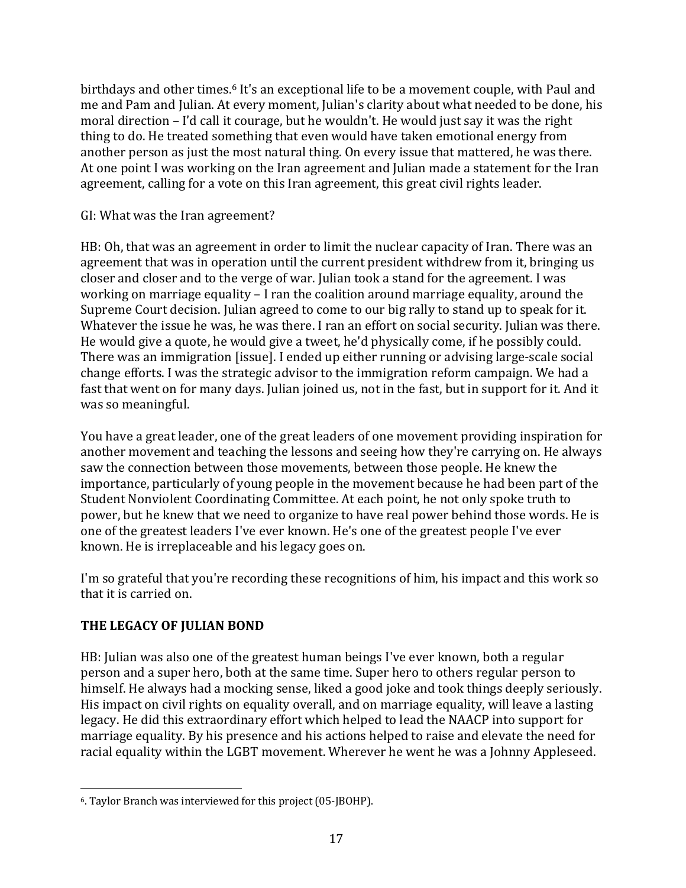birthdays and other times.[6] It's an exceptional life to be a movement couple, with Paul and me and Pam and Julian. At every moment, Julian's clarity about what needed to be done, his moral direction – I'd call it courage, but he wouldn't. He would just say it was the right thing to do. He treated something that even would have taken emotional energy from another person as just the most natural thing. On every issue that mattered, he was there. At one point I was working on the Iran agreement and Julian made a statement for the Iran agreement, calling for a vote on this Iran agreement, this great civil rights leader.

GI: What was the Iran agreement?

HB: Oh, that was an agreement in order to limit the nuclear capacity of Iran. There was an agreement that was in operation until the current president withdrew from it, bringing us closer and closer and to the verge of war. Julian took a stand for the agreement. I was working on marriage equality – I ran the coalition around marriage equality, around the Supreme Court decision. Julian agreed to come to our big rally to stand up to speak for it. Whatever the issue he was, he was there. I ran an effort on social security. Julian was there. He would give a quote, he would give a tweet, he'd physically come, if he possibly could. There was an immigration [issue]. I ended up either running or advising large-scale social change efforts. I was the strategic advisor to the immigration reform campaign. We had a fast that went on for many days. Julian joined us, not in the fast, but in support for it. And it was so meaningful.

You have a great leader, one of the great leaders of one movement providing inspiration for another movement and teaching the lessons and seeing how they're carrying on. He always saw the connection between those movements, between those people. He knew the importance, particularly of young people in the movement because he had been part of the Student Nonviolent Coordinating Committee. At each point, he not only spoke truth to power, but he knew that we need to organize to have real power behind those words. He is one of the greatest leaders I've ever known. He's one of the greatest people I've ever known. He is irreplaceable and his legacy goes on.

I'm so grateful that you're recording these recognitions of him, his impact and this work so that it is carried on.

**THE LEGACY OF JULIAN BOND**

HB: Julian was also one of the greatest human beings I've ever known, both a regular person and a super hero, both at the same time. Super hero to others regular person to himself. He always had a mocking sense, liked a good joke and took things deeply seriously. His impact on civil rights on equality overall, and on marriage equality, will leave a lasting legacy. He did this extraordinary effort which helped to lead the NAACP into support for marriage equality. By his presence and his actions helped to raise and elevate the need for racial equality within the LGBT movement. Wherever he went he was a Johnny Appleseed.

---

6. Taylor Branch was interviewed for this project (05-JBOHP).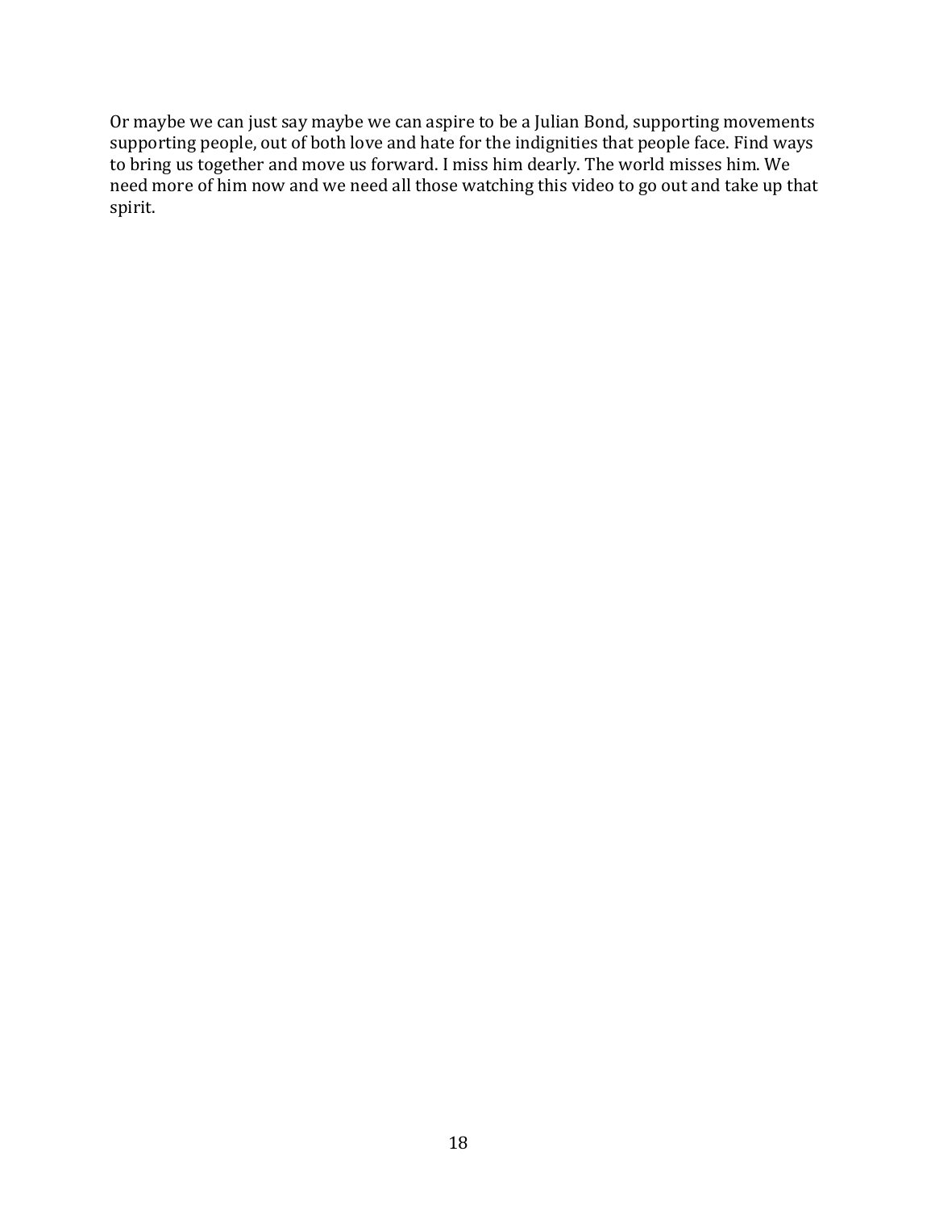Or maybe we can just say maybe we can aspire to be a Julian Bond, supporting movements supporting people, out of both love and hate for the indignities that people face. Find ways to bring us together and move us forward. I miss him dearly. The world misses him. We need more of him now and we need all those watching this video to go out and take up that spirit.